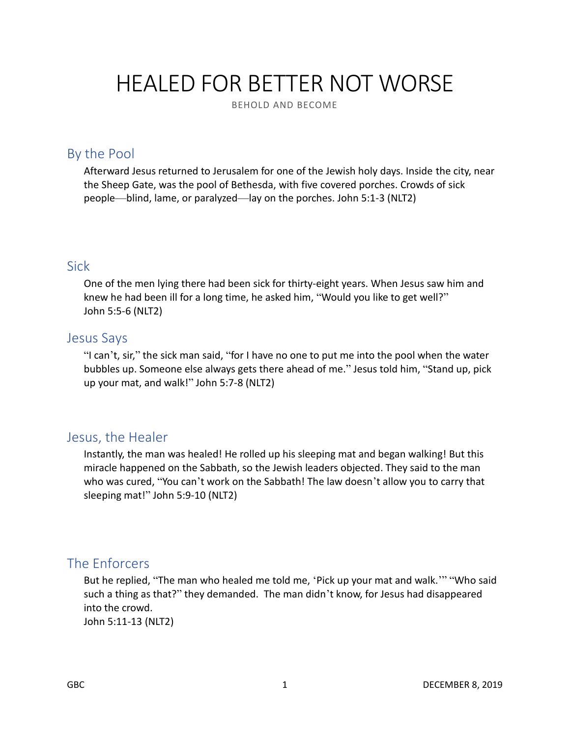# HEALED FOR BETTER NOT WORSE

BEHOLD AND BECOME

## By the Pool

Afterward Jesus returned to Jerusalem for one of the Jewish holy days. Inside the city, near the Sheep Gate, was the pool of Bethesda, with five covered porches. Crowds of sick people—blind, lame, or paralyzed—lay on the porches. John 5:1-3 (NLT2)

## Sick

One of the men lying there had been sick for thirty-eight years. When Jesus saw him and knew he had been ill for a long time, he asked him, "Would you like to get well?" John 5:5-6 (NLT2)

## Jesus Says

"I can't, sir," the sick man said, "for I have no one to put me into the pool when the water bubbles up. Someone else always gets there ahead of me." Jesus told him, "Stand up, pick up your mat, and walk!" John 5:7-8 (NLT2)

## Jesus, the Healer

Instantly, the man was healed! He rolled up his sleeping mat and began walking! But this miracle happened on the Sabbath, so the Jewish leaders objected. They said to the man who was cured, "You can't work on the Sabbath! The law doesn't allow you to carry that sleeping mat!" John 5:9-10 (NLT2)

## The Enforcers

But he replied, "The man who healed me told me, 'Pick up your mat and walk.'" "Who said such a thing as that?" they demanded. The man didn't know, for Jesus had disappeared into the crowd.
John 5:11-13 (NLT2)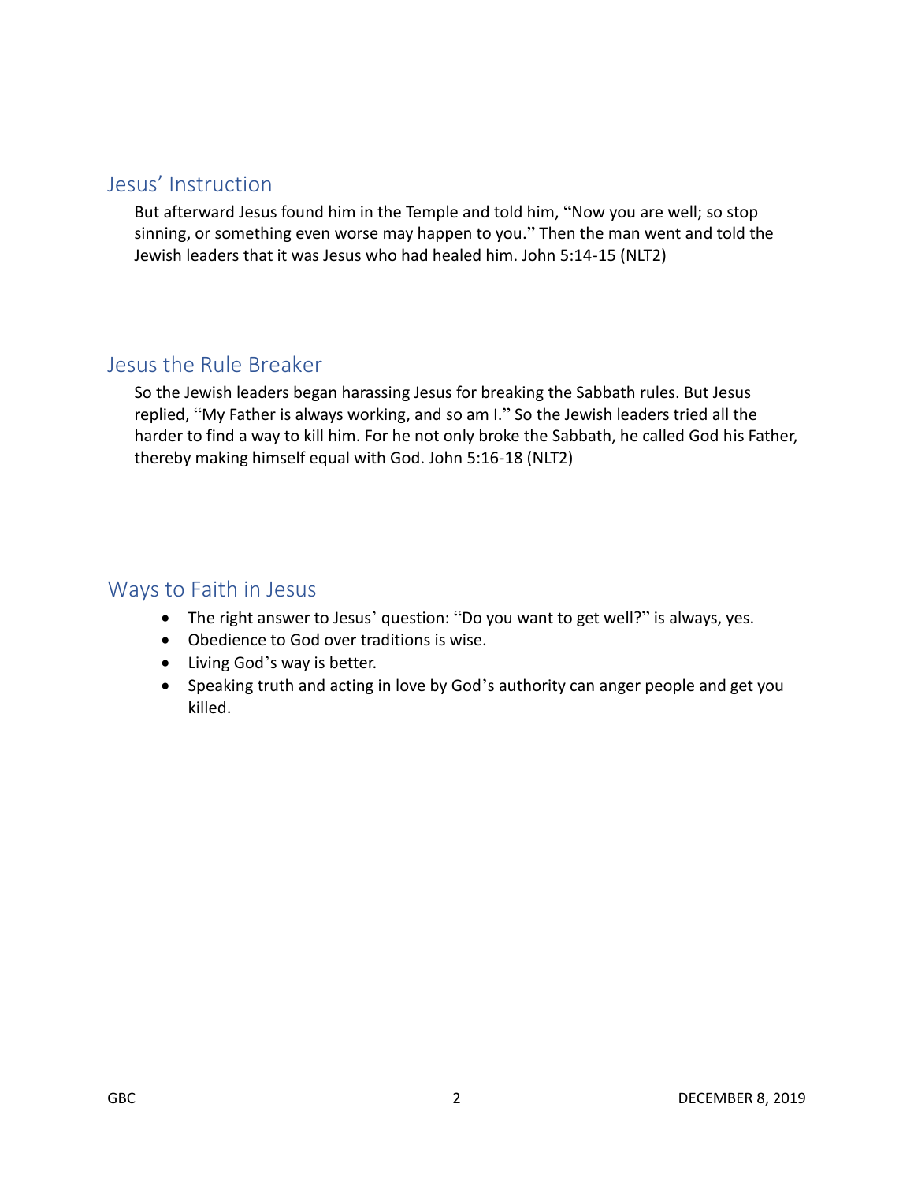## Jesus' Instruction

But afterward Jesus found him in the Temple and told him, "Now you are well; so stop sinning, or something even worse may happen to you." Then the man went and told the Jewish leaders that it was Jesus who had healed him. John 5:14-15 (NLT2)

## Jesus the Rule Breaker

So the Jewish leaders began harassing Jesus for breaking the Sabbath rules. But Jesus replied, "My Father is always working, and so am I." So the Jewish leaders tried all the harder to find a way to kill him. For he not only broke the Sabbath, he called God his Father, thereby making himself equal with God. John 5:16-18 (NLT2)

## Ways to Faith in Jesus

- The right answer to Jesus' question: "Do you want to get well?" is always, yes.
- Obedience to God over traditions is wise.
- Living God's way is better.
- Speaking truth and acting in love by God's authority can anger people and get you killed.